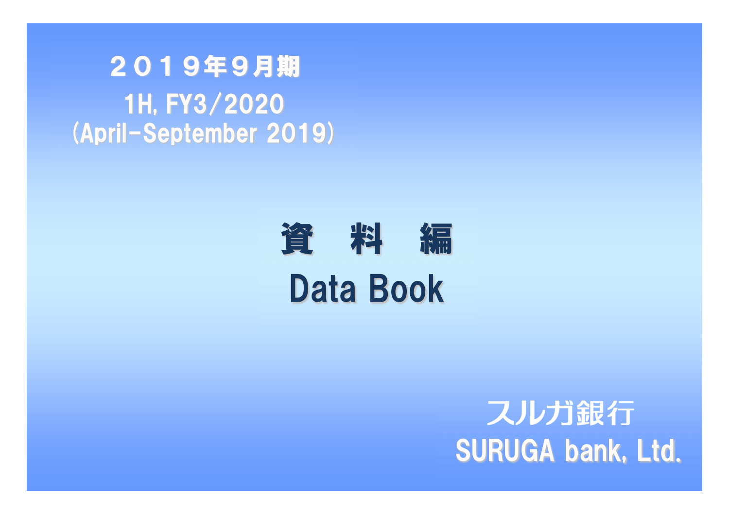２０１９年９月期

1H, FY3/2020

(April-September 2019)

# 資　料　編

# Data Book

スルガ銀行

SURUGA bank, Ltd.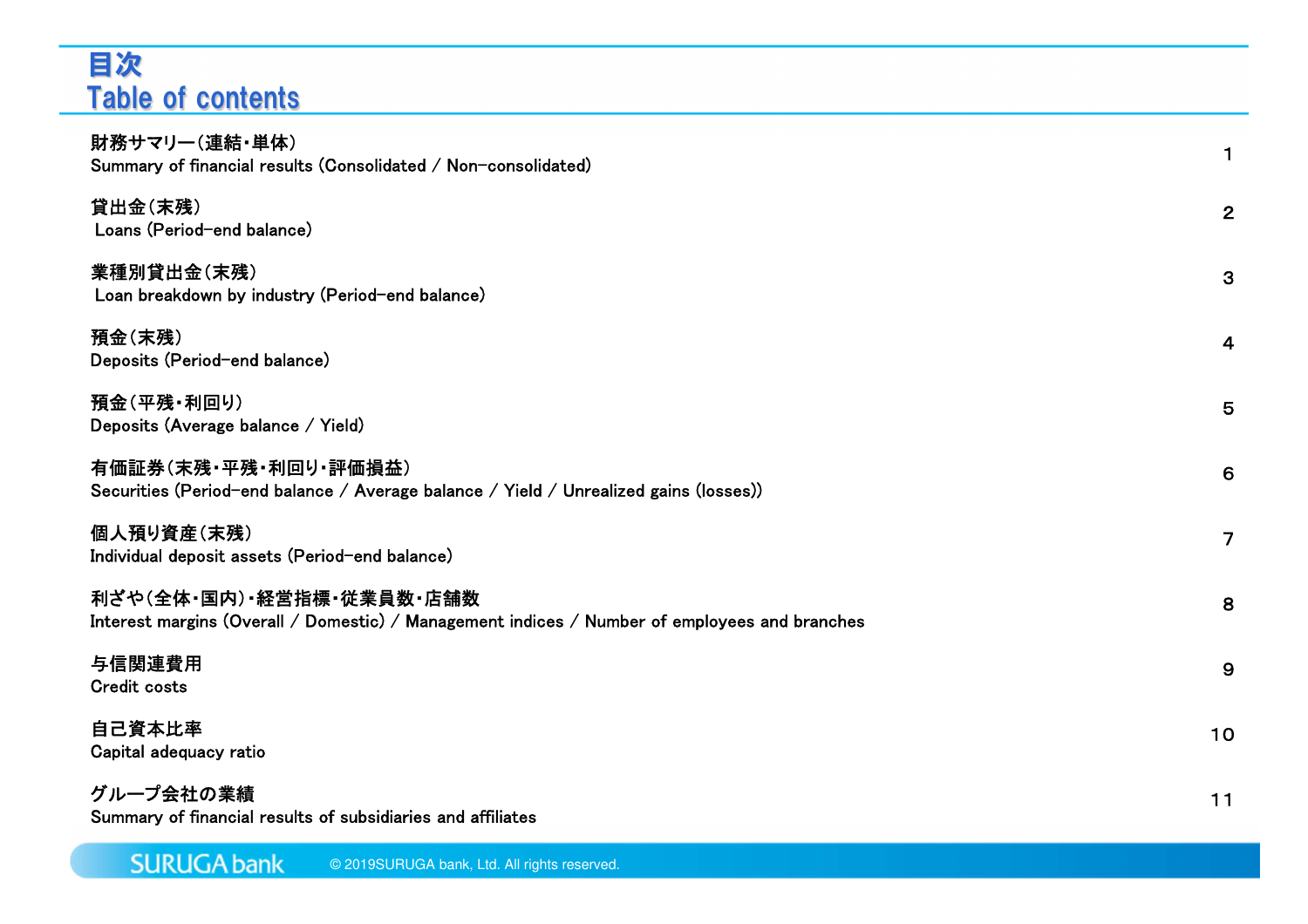# 目次
# Table of contents

| | |
|---|---|
| 財務サマリー（連結・単体）<br>Summary of financial results (Consolidated / Non-consolidated) | 1 |
| 貸出金（末残）<br>Loans (Period-end balance) | 2 |
| 業種別貸出金（末残）<br>Loan breakdown by industry (Period-end balance) | 3 |
| 預金（末残）<br>Deposits (Period-end balance) | 4 |
| 預金（平残・利回り）<br>Deposits (Average balance / Yield) | 5 |
| 有価証券（末残・平残・利回り・評価損益）<br>Securities (Period-end balance / Average balance / Yield / Unrealized gains (losses)) | 6 |
| 個人預り資産（末残）<br>Individual deposit assets (Period-end balance) | 7 |
| 利ざや（全体・国内）・経営指標・従業員数・店舗数<br>Interest margins (Overall / Domestic) / Management indices / Number of employees and branches | 8 |
| 与信関連費用<br>Credit costs | 9 |
| 自己資本比率<br>Capital adequacy ratio | 10 |
| グループ会社の業績<br>Summary of financial results of subsidiaries and affiliates | 11 |

SURUGA bank © 2019SURUGA bank, Ltd. All rights reserved.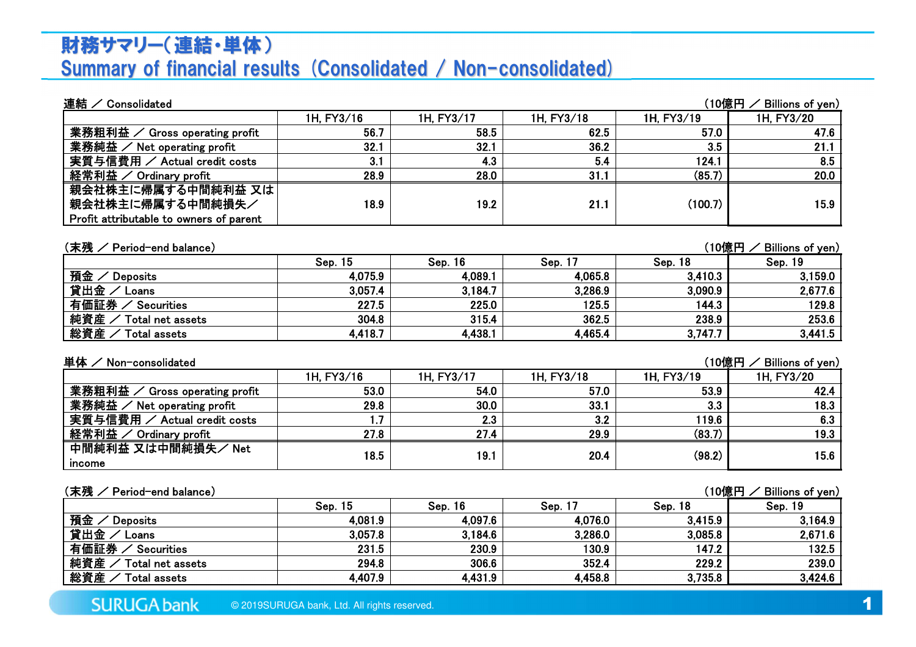# 財務サマリー（連結・単体）
# Summary of financial results（Consolidated / Non-consolidated）

連結 ／ Consolidated　　（10億円 ／ Billions of yen）

| | 1H, FY3/16 | 1H, FY3/17 | 1H, FY3/18 | 1H, FY3/19 | 1H, FY3/20 |
|---|---|---|---|---|---|
| 業務粗利益 ／ Gross operating profit | 56.7 | 58.5 | 62.5 | 57.0 | 47.6 |
| 業務純益 ／ Net operating profit | 32.1 | 32.1 | 36.2 | 3.5 | 21.1 |
| 実質与信費用 ／ Actual credit costs | 3.1 | 4.3 | 5.4 | 124.1 | 8.5 |
| 経常利益 ／ Ordinary profit | 28.9 | 28.0 | 31.1 | (85.7) | 20.0 |
| 親会社株主に帰属する中間純利益 又は親会社株主に帰属する中間純損失／ Profit attributable to owners of parent | 18.9 | 19.2 | 21.1 | (100.7) | 15.9 |

（末残 ／ Period-end balance）　　（10億円 ／ Billions of yen）

| | Sep. 15 | Sep. 16 | Sep. 17 | Sep. 18 | Sep. 19 |
|---|---|---|---|---|---|
| 預金 ／ Deposits | 4,075.9 | 4,089.1 | 4,065.8 | 3,410.3 | 3,159.0 |
| 貸出金 ／ Loans | 3,057.4 | 3,184.7 | 3,286.9 | 3,090.9 | 2,677.6 |
| 有価証券 ／ Securities | 227.5 | 225.0 | 125.5 | 144.3 | 129.8 |
| 純資産 ／ Total net assets | 304.8 | 315.4 | 362.5 | 238.9 | 253.6 |
| 総資産 ／ Total assets | 4,418.7 | 4,438.1 | 4,465.4 | 3,747.7 | 3,441.5 |

単体 ／ Non-consolidated　　（10億円 ／ Billions of yen）

| | 1H, FY3/16 | 1H, FY3/17 | 1H, FY3/18 | 1H, FY3/19 | 1H, FY3/20 |
|---|---|---|---|---|---|
| 業務粗利益 ／ Gross operating profit | 53.0 | 54.0 | 57.0 | 53.9 | 42.4 |
| 業務純益 ／ Net operating profit | 29.8 | 30.0 | 33.1 | 3.3 | 18.3 |
| 実質与信費用 ／ Actual credit costs | 1.7 | 2.3 | 3.2 | 119.6 | 6.3 |
| 経常利益 ／ Ordinary profit | 27.8 | 27.4 | 29.9 | (83.7) | 19.3 |
| 中間純利益 又は中間純損失／ Net income | 18.5 | 19.1 | 20.4 | (98.2) | 15.6 |

（末残 ／ Period-end balance）　　（10億円 ／ Billions of yen）

| | Sep. 15 | Sep. 16 | Sep. 17 | Sep. 18 | Sep. 19 |
|---|---|---|---|---|---|
| 預金 ／ Deposits | 4,081.9 | 4,097.6 | 4,076.0 | 3,415.9 | 3,164.9 |
| 貸出金 ／ Loans | 3,057.8 | 3,184.6 | 3,286.0 | 3,085.8 | 2,671.6 |
| 有価証券 ／ Securities | 231.5 | 230.9 | 130.9 | 147.2 | 132.5 |
| 純資産 ／ Total net assets | 294.8 | 306.6 | 352.4 | 229.2 | 239.0 |
| 総資産 ／ Total assets | 4,407.9 | 4,431.9 | 4,458.8 | 3,735.8 | 3,424.6 |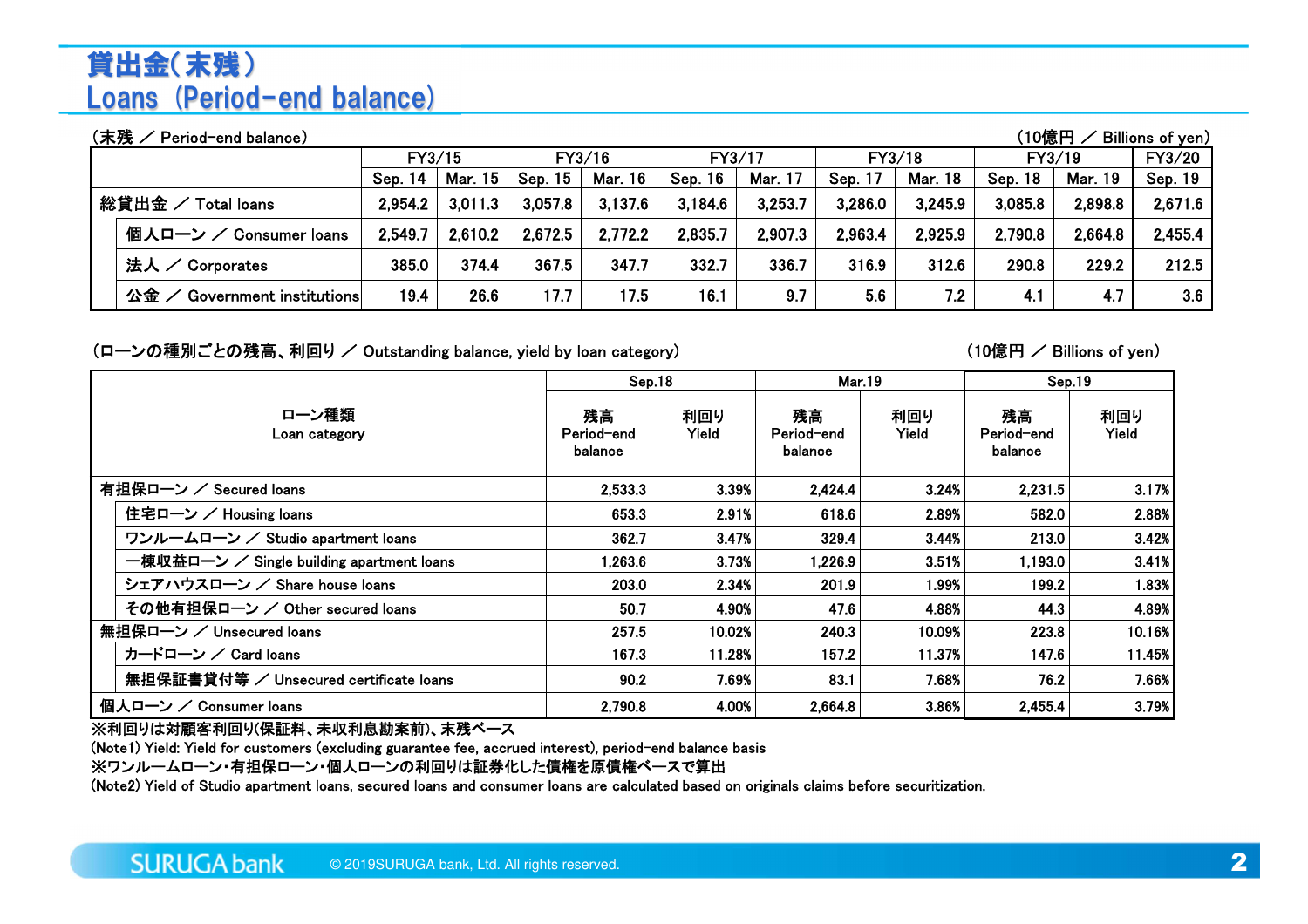# 貸出金（末残）
# Loans (Period-end balance)

（末残 ／ Period-end balance）　　　　（10億円 ／ Billions of yen）

| | FY3/15 | | FY3/16 | | FY3/17 | | FY3/18 | | FY3/19 | | FY3/20 |
|---|---|---|---|---|---|---|---|---|---|---|---|
| | Sep. 14 | Mar. 15 | Sep. 15 | Mar. 16 | Sep. 16 | Mar. 17 | Sep. 17 | Mar. 18 | Sep. 18 | Mar. 19 | Sep. 19 |
| 総貸出金 ／ Total loans | 2,954.2 | 3,011.3 | 3,057.8 | 3,137.6 | 3,184.6 | 3,253.7 | 3,286.0 | 3,245.9 | 3,085.8 | 2,898.8 | 2,671.6 |
| 個人ローン ／ Consumer loans | 2,549.7 | 2,610.2 | 2,672.5 | 2,772.2 | 2,835.7 | 2,907.3 | 2,963.4 | 2,925.9 | 2,790.8 | 2,664.8 | 2,455.4 |
| 法人 ／ Corporates | 385.0 | 374.4 | 367.5 | 347.7 | 332.7 | 336.7 | 316.9 | 312.6 | 290.8 | 229.2 | 212.5 |
| 公金 ／ Government institutions | 19.4 | 26.6 | 17.7 | 17.5 | 16.1 | 9.7 | 5.6 | 7.2 | 4.1 | 4.7 | 3.6 |

（ローンの種別ごとの残高、利回り ／ Outstanding balance, yield by loan category）　　　　（10億円 ／ Billions of yen）

| ローン種類 Loan category | Sep.18 | | Mar.19 | | Sep.19 | |
|---|---|---|---|---|---|---|
| | 残高 Period-end balance | 利回り Yield | 残高 Period-end balance | 利回り Yield | 残高 Period-end balance | 利回り Yield |
| 有担保ローン ／ Secured loans | 2,533.3 | 3.39% | 2,424.4 | 3.24% | 2,231.5 | 3.17% |
| 住宅ローン ／ Housing loans | 653.3 | 2.91% | 618.6 | 2.89% | 582.0 | 2.88% |
| ワンルームローン ／ Studio apartment loans | 362.7 | 3.47% | 329.4 | 3.44% | 213.0 | 3.42% |
| 一棟収益ローン ／ Single building apartment loans | 1,263.6 | 3.73% | 1,226.9 | 3.51% | 1,193.0 | 3.41% |
| シェアハウスローン ／ Share house loans | 203.0 | 2.34% | 201.9 | 1.99% | 199.2 | 1.83% |
| その他有担保ローン ／ Other secured loans | 50.7 | 4.90% | 47.6 | 4.88% | 44.3 | 4.89% |
| 無担保ローン ／ Unsecured loans | 257.5 | 10.02% | 240.3 | 10.09% | 223.8 | 10.16% |
| カードローン ／ Card loans | 167.3 | 11.28% | 157.2 | 11.37% | 147.6 | 11.45% |
| 無担保証書貸付等 ／ Unsecured certificate loans | 90.2 | 7.69% | 83.1 | 7.68% | 76.2 | 7.66% |
| 個人ローン ／ Consumer loans | 2,790.8 | 4.00% | 2,664.8 | 3.86% | 2,455.4 | 3.79% |

※利回りは対顧客利回り(保証料、未収利息勘案前)、末残ベース
(Note1) Yield: Yield for customers (excluding guarantee fee, accrued interest), period-end balance basis
※ワンルームローン・有担保ローン・個人ローンの利回りは証券化した債権を原債権ベースで算出
(Note2) Yield of Studio apartment loans, secured loans and consumer loans are calculated based on originals claims before securitization.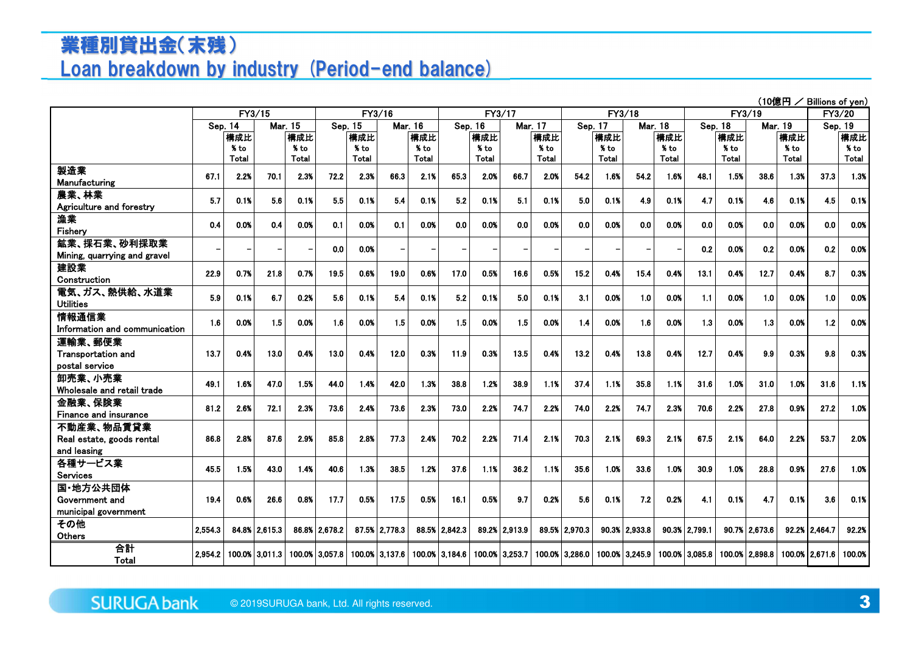# 業種別貸出金(末残)
# Loan breakdown by industry (Period-end balance)

(10億円 ／ Billions of yen)

| | FY3/15 | | | | FY3/16 | | | | FY3/17 | | | | FY3/18 | | | | FY3/19 | | | | FY3/20 | |
|---|---|---|---|---|---|---|---|---|---|---|---|---|---|---|---|---|---|---|---|---|---|---|
| | Sep. 14 | | Mar. 15 | | Sep. 15 | | Mar. 16 | | Sep. 16 | | Mar. 17 | | Sep. 17 | | Mar. 18 | | Sep. 18 | | Mar. 19 | | Sep. 19 | |
| | | 構成比 % to Total | | 構成比 % to Total | | 構成比 % to Total | | 構成比 % to Total | | 構成比 % to Total | | 構成比 % to Total | | 構成比 % to Total | | 構成比 % to Total | | 構成比 % to Total | | 構成比 % to Total | | 構成比 % to Total |
| 製造業 Manufacturing | 67.1 | 2.2% | 70.1 | 2.3% | 72.2 | 2.3% | 66.3 | 2.1% | 65.3 | 2.0% | 66.7 | 2.0% | 54.2 | 1.6% | 54.2 | 1.6% | 48.1 | 1.5% | 38.6 | 1.3% | 37.3 | 1.3% |
| 農業、林業 Agriculture and forestry | 5.7 | 0.1% | 5.6 | 0.1% | 5.5 | 0.1% | 5.4 | 0.1% | 5.2 | 0.1% | 5.1 | 0.1% | 5.0 | 0.1% | 4.9 | 0.1% | 4.7 | 0.1% | 4.6 | 0.1% | 4.5 | 0.1% |
| 漁業 Fishery | 0.4 | 0.0% | 0.4 | 0.0% | 0.1 | 0.0% | 0.1 | 0.0% | 0.0 | 0.0% | 0.0 | 0.0% | 0.0 | 0.0% | 0.0 | 0.0% | 0.0 | 0.0% | 0.0 | 0.0% | 0.0 | 0.0% |
| 鉱業、採石業、砂利採取業 Mining, quarrying and gravel | – | – | – | – | 0.0 | 0.0% | – | – | – | – | – | – | – | – | – | – | 0.2 | 0.0% | 0.2 | 0.0% | 0.2 | 0.0% |
| 建設業 Construction | 22.9 | 0.7% | 21.8 | 0.7% | 19.5 | 0.6% | 19.0 | 0.6% | 17.0 | 0.5% | 16.6 | 0.5% | 15.2 | 0.4% | 15.4 | 0.4% | 13.1 | 0.4% | 12.7 | 0.4% | 8.7 | 0.3% |
| 電気、ガス、熱供給、水道業 Utilities | 5.9 | 0.1% | 6.7 | 0.2% | 5.6 | 0.1% | 5.4 | 0.1% | 5.2 | 0.1% | 5.0 | 0.1% | 3.1 | 0.0% | 1.0 | 0.0% | 1.1 | 0.0% | 1.0 | 0.0% | 1.0 | 0.0% |
| 情報通信業 Information and communication | 1.6 | 0.0% | 1.5 | 0.0% | 1.6 | 0.0% | 1.5 | 0.0% | 1.5 | 0.0% | 1.5 | 0.0% | 1.4 | 0.0% | 1.6 | 0.0% | 1.3 | 0.0% | 1.3 | 0.0% | 1.2 | 0.0% |
| 運輸業、郵便業 Transportation and postal service | 13.7 | 0.4% | 13.0 | 0.4% | 13.0 | 0.4% | 12.0 | 0.3% | 11.9 | 0.3% | 13.5 | 0.4% | 13.2 | 0.4% | 13.8 | 0.4% | 12.7 | 0.4% | 9.9 | 0.3% | 9.8 | 0.3% |
| 卸売業、小売業 Wholesale and retail trade | 49.1 | 1.6% | 47.0 | 1.5% | 44.0 | 1.4% | 42.0 | 1.3% | 38.8 | 1.2% | 38.9 | 1.1% | 37.4 | 1.1% | 35.8 | 1.1% | 31.6 | 1.0% | 31.0 | 1.0% | 31.6 | 1.1% |
| 金融業、保険業 Finance and insurance | 81.2 | 2.6% | 72.1 | 2.3% | 73.6 | 2.4% | 73.6 | 2.3% | 73.0 | 2.2% | 74.7 | 2.2% | 74.0 | 2.2% | 74.7 | 2.3% | 70.6 | 2.2% | 27.8 | 0.9% | 27.2 | 1.0% |
| 不動産業、物品賃貸業 Real estate, goods rental and leasing | 86.8 | 2.8% | 87.6 | 2.9% | 85.8 | 2.8% | 77.3 | 2.4% | 70.2 | 2.2% | 71.4 | 2.1% | 70.3 | 2.1% | 69.3 | 2.1% | 67.5 | 2.1% | 64.0 | 2.2% | 53.7 | 2.0% |
| 各種サービス業 Services | 45.5 | 1.5% | 43.0 | 1.4% | 40.6 | 1.3% | 38.5 | 1.2% | 37.6 | 1.1% | 36.2 | 1.1% | 35.6 | 1.0% | 33.6 | 1.0% | 30.9 | 1.0% | 28.8 | 0.9% | 27.6 | 1.0% |
| 国・地方公共団体 Government and municipal government | 19.4 | 0.6% | 26.6 | 0.8% | 17.7 | 0.5% | 17.5 | 0.5% | 16.1 | 0.5% | 9.7 | 0.2% | 5.6 | 0.1% | 7.2 | 0.2% | 4.1 | 0.1% | 4.7 | 0.1% | 3.6 | 0.1% |
| その他 Others | 2,554.3 | 84.8% | 2,615.3 | 86.8% | 2,678.2 | 87.5% | 2,778.3 | 88.5% | 2,842.3 | 89.2% | 2,913.9 | 89.5% | 2,970.3 | 90.3% | 2,933.8 | 90.3% | 2,799.1 | 90.7% | 2,673.6 | 92.2% | 2,464.7 | 92.2% |
| 合計 Total | 2,954.2 | 100.0% | 3,011.3 | 100.0% | 3,057.8 | 100.0% | 3,137.6 | 100.0% | 3,184.6 | 100.0% | 3,253.7 | 100.0% | 3,286.0 | 100.0% | 3,245.9 | 100.0% | 3,085.8 | 100.0% | 2,898.8 | 100.0% | 2,671.6 | 100.0% |

© 2019SURUGA bank, Ltd. All rights reserved.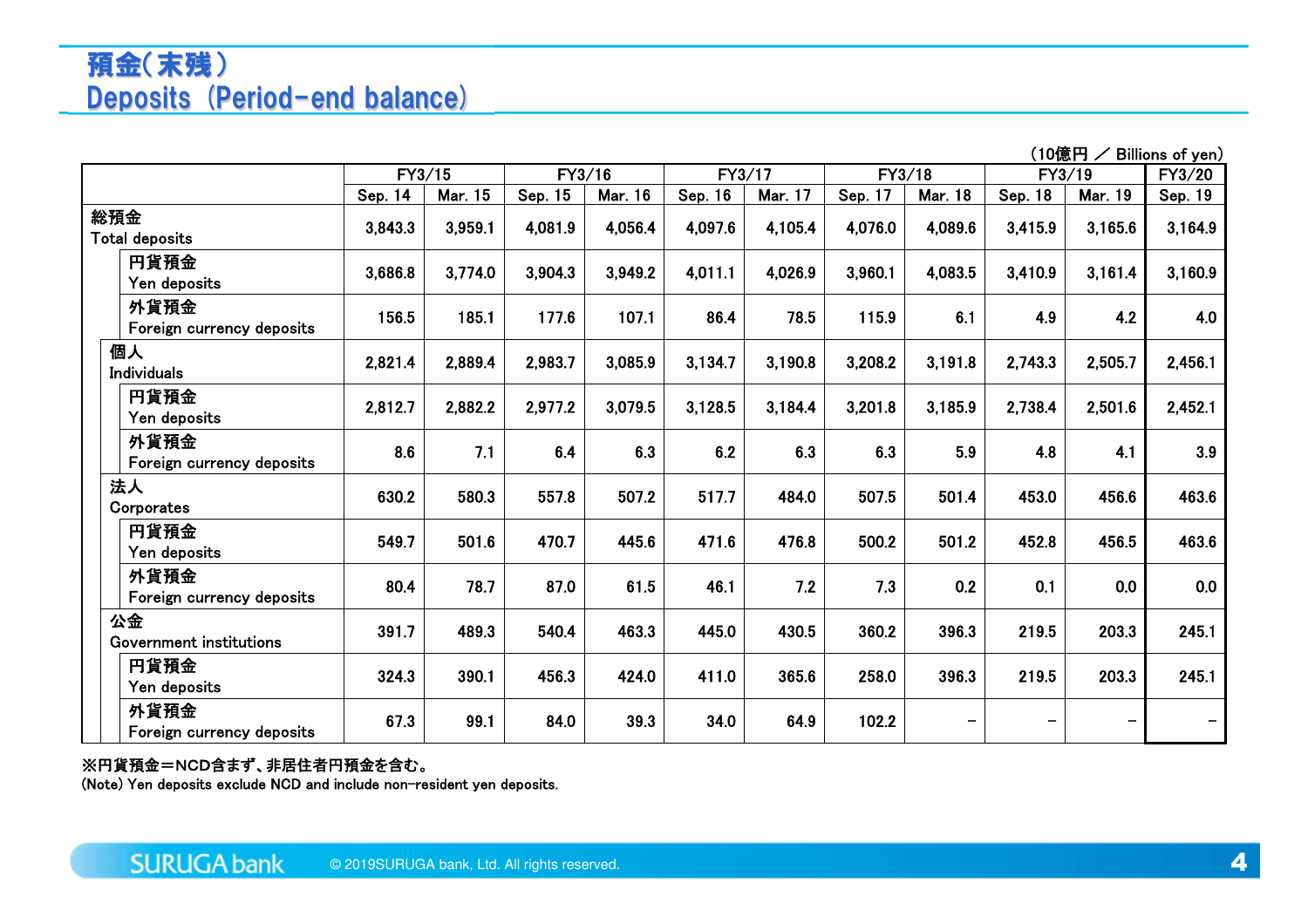# 預金（末残）
# Deposits（Period-end balance）

（10億円 ／ Billions of yen）

| | FY3/15 | | FY3/16 | | FY3/17 | | FY3/18 | | FY3/19 | | FY3/20 |
|---|---|---|---|---|---|---|---|---|---|---|---|
| | Sep. 14 | Mar. 15 | Sep. 15 | Mar. 16 | Sep. 16 | Mar. 17 | Sep. 17 | Mar. 18 | Sep. 18 | Mar. 19 | Sep. 19 |
| 総預金 Total deposits | 3,843.3 | 3,959.1 | 4,081.9 | 4,056.4 | 4,097.6 | 4,105.4 | 4,076.0 | 4,089.6 | 3,415.9 | 3,165.6 | 3,164.9 |
| 円貨預金 Yen deposits | 3,686.8 | 3,774.0 | 3,904.3 | 3,949.2 | 4,011.1 | 4,026.9 | 3,960.1 | 4,083.5 | 3,410.9 | 3,161.4 | 3,160.9 |
| 外貨預金 Foreign currency deposits | 156.5 | 185.1 | 177.6 | 107.1 | 86.4 | 78.5 | 115.9 | 6.1 | 4.9 | 4.2 | 4.0 |
| 個人 Individuals | 2,821.4 | 2,889.4 | 2,983.7 | 3,085.9 | 3,134.7 | 3,190.8 | 3,208.2 | 3,191.8 | 2,743.3 | 2,505.7 | 2,456.1 |
| 円貨預金 Yen deposits | 2,812.7 | 2,882.2 | 2,977.2 | 3,079.5 | 3,128.5 | 3,184.4 | 3,201.8 | 3,185.9 | 2,738.4 | 2,501.6 | 2,452.1 |
| 外貨預金 Foreign currency deposits | 8.6 | 7.1 | 6.4 | 6.3 | 6.2 | 6.3 | 6.3 | 5.9 | 4.8 | 4.1 | 3.9 |
| 法人 Corporates | 630.2 | 580.3 | 557.8 | 507.2 | 517.7 | 484.0 | 507.5 | 501.4 | 453.0 | 456.6 | 463.6 |
| 円貨預金 Yen deposits | 549.7 | 501.6 | 470.7 | 445.6 | 471.6 | 476.8 | 500.2 | 501.2 | 452.8 | 456.5 | 463.6 |
| 外貨預金 Foreign currency deposits | 80.4 | 78.7 | 87.0 | 61.5 | 46.1 | 7.2 | 7.3 | 0.2 | 0.1 | 0.0 | 0.0 |
| 公金 Government institutions | 391.7 | 489.3 | 540.4 | 463.3 | 445.0 | 430.5 | 360.2 | 396.3 | 219.5 | 203.3 | 245.1 |
| 円貨預金 Yen deposits | 324.3 | 390.1 | 456.3 | 424.0 | 411.0 | 365.6 | 258.0 | 396.3 | 219.5 | 203.3 | 245.1 |
| 外貨預金 Foreign currency deposits | 67.3 | 99.1 | 84.0 | 39.3 | 34.0 | 64.9 | 102.2 | – | – | – | – |

※円貨預金＝NCD含まず、非居住者円預金を含む。
(Note) Yen deposits exclude NCD and include non-resident yen deposits.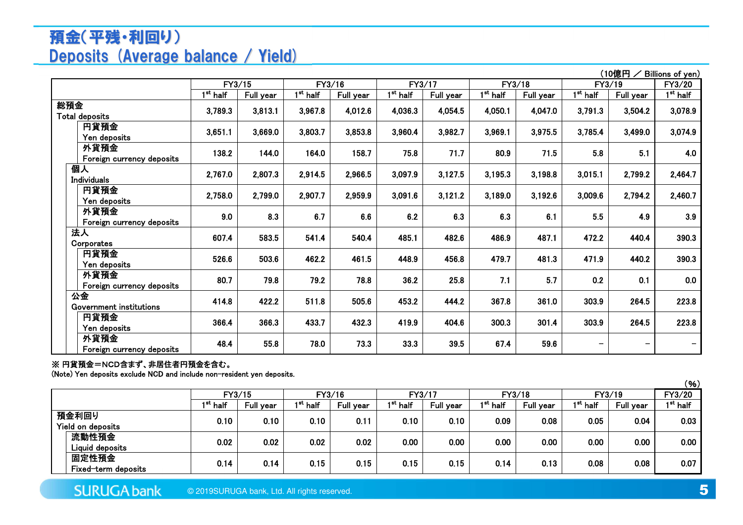# 預金(平残・利回り)
# Deposits (Average balance / Yield)

(10億円 ／ Billions of yen)

| | FY3/15 | | FY3/16 | | FY3/17 | | FY3/18 | | FY3/19 | | FY3/20 |
|---|---|---|---|---|---|---|---|---|---|---|---|
| | 1st half | Full year | 1st half | Full year | 1st half | Full year | 1st half | Full year | 1st half | Full year | 1st half |
| 総預金 Total deposits | 3,789.3 | 3,813.1 | 3,967.8 | 4,012.6 | 4,036.3 | 4,054.5 | 4,050.1 | 4,047.0 | 3,791.3 | 3,504.2 | 3,078.9 |
| 円貨預金 Yen deposits | 3,651.1 | 3,669.0 | 3,803.7 | 3,853.8 | 3,960.4 | 3,982.7 | 3,969.1 | 3,975.5 | 3,785.4 | 3,499.0 | 3,074.9 |
| 外貨預金 Foreign currency deposits | 138.2 | 144.0 | 164.0 | 158.7 | 75.8 | 71.7 | 80.9 | 71.5 | 5.8 | 5.1 | 4.0 |
| 個人 Individuals | 2,767.0 | 2,807.3 | 2,914.5 | 2,966.5 | 3,097.9 | 3,127.5 | 3,195.3 | 3,198.8 | 3,015.1 | 2,799.2 | 2,464.7 |
| 円貨預金 Yen deposits | 2,758.0 | 2,799.0 | 2,907.7 | 2,959.9 | 3,091.6 | 3,121.2 | 3,189.0 | 3,192.6 | 3,009.6 | 2,794.2 | 2,460.7 |
| 外貨預金 Foreign currency deposits | 9.0 | 8.3 | 6.7 | 6.6 | 6.2 | 6.3 | 6.3 | 6.1 | 5.5 | 4.9 | 3.9 |
| 法人 Corporates | 607.4 | 583.5 | 541.4 | 540.4 | 485.1 | 482.6 | 486.9 | 487.1 | 472.2 | 440.4 | 390.3 |
| 円貨預金 Yen deposits | 526.6 | 503.6 | 462.2 | 461.5 | 448.9 | 456.8 | 479.7 | 481.3 | 471.9 | 440.2 | 390.3 |
| 外貨預金 Foreign currency deposits | 80.7 | 79.8 | 79.2 | 78.8 | 36.2 | 25.8 | 7.1 | 5.7 | 0.2 | 0.1 | 0.0 |
| 公金 Government institutions | 414.8 | 422.2 | 511.8 | 505.6 | 453.2 | 444.2 | 367.8 | 361.0 | 303.9 | 264.5 | 223.8 |
| 円貨預金 Yen deposits | 366.4 | 366.3 | 433.7 | 432.3 | 419.9 | 404.6 | 300.3 | 301.4 | 303.9 | 264.5 | 223.8 |
| 外貨預金 Foreign currency deposits | 48.4 | 55.8 | 78.0 | 73.3 | 33.3 | 39.5 | 67.4 | 59.6 | – | – | – |

※ 円貨預金＝NCD含まず、非居住者円預金を含む。
(Note) Yen deposits exclude NCD and include non-resident yen deposits.

(%)

| | FY3/15 | | FY3/16 | | FY3/17 | | FY3/18 | | FY3/19 | | FY3/20 |
|---|---|---|---|---|---|---|---|---|---|---|---|
| | 1st half | Full year | 1st half | Full year | 1st half | Full year | 1st half | Full year | 1st half | Full year | 1st half |
| 預金利回り Yield on deposits | 0.10 | 0.10 | 0.10 | 0.11 | 0.10 | 0.10 | 0.09 | 0.08 | 0.05 | 0.04 | 0.03 |
| 流動性預金 Liquid deposits | 0.02 | 0.02 | 0.02 | 0.02 | 0.00 | 0.00 | 0.00 | 0.00 | 0.00 | 0.00 | 0.00 |
| 固定性預金 Fixed-term deposits | 0.14 | 0.14 | 0.15 | 0.15 | 0.15 | 0.15 | 0.14 | 0.13 | 0.08 | 0.08 | 0.07 |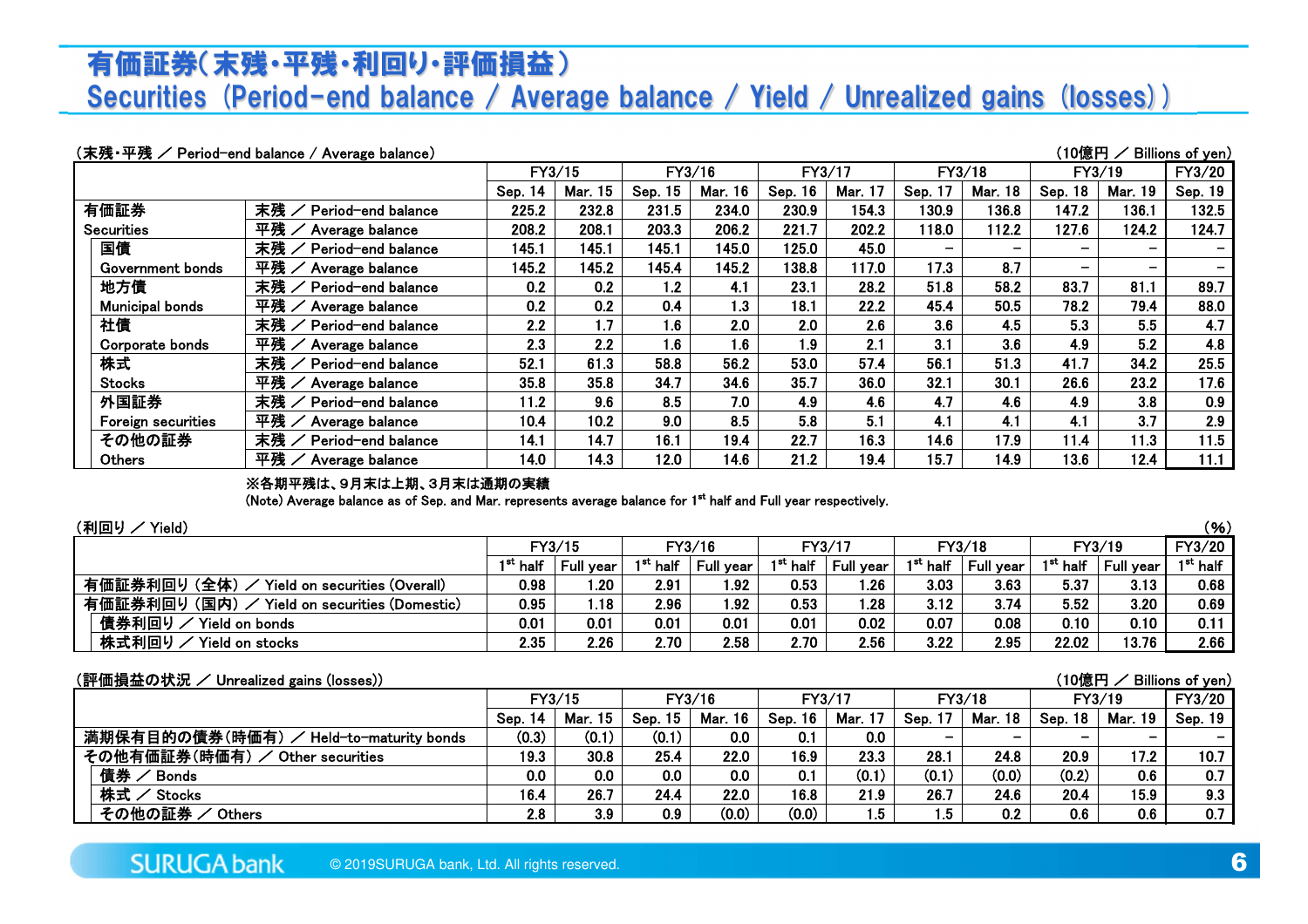# 有価証券（末残・平残・利回り・評価損益）
# Securities（Period-end balance / Average balance / Yield / Unrealized gains（losses））

（末残・平残 ／ Period-end balance / Average balance）　　（10億円 ／ Billions of yen）

| | | FY3/15 | | FY3/16 | | FY3/17 | | FY3/18 | | FY3/19 | | FY3/20 |
|---|---|---|---|---|---|---|---|---|---|---|---|---|
| | | Sep. 14 | Mar. 15 | Sep. 15 | Mar. 16 | Sep. 16 | Mar. 17 | Sep. 17 | Mar. 18 | Sep. 18 | Mar. 19 | Sep. 19 |
| 有価証券 | 末残 ／ Period-end balance | 225.2 | 232.8 | 231.5 | 234.0 | 230.9 | 154.3 | 130.9 | 136.8 | 147.2 | 136.1 | 132.5 |
| Securities | 平残 ／ Average balance | 208.2 | 208.1 | 203.3 | 206.2 | 221.7 | 202.2 | 118.0 | 112.2 | 127.6 | 124.2 | 124.7 |
| 国債 | 末残 ／ Period-end balance | 145.1 | 145.1 | 145.1 | 145.0 | 125.0 | 45.0 | – | – | – | – | – |
| Government bonds | 平残 ／ Average balance | 145.2 | 145.2 | 145.4 | 145.2 | 138.8 | 117.0 | 17.3 | 8.7 | – | – | – |
| 地方債 | 末残 ／ Period-end balance | 0.2 | 0.2 | 1.2 | 4.1 | 23.1 | 28.2 | 51.8 | 58.2 | 83.7 | 81.1 | 89.7 |
| Municipal bonds | 平残 ／ Average balance | 0.2 | 0.2 | 0.4 | 1.3 | 18.1 | 22.2 | 45.4 | 50.5 | 78.2 | 79.4 | 88.0 |
| 社債 | 末残 ／ Period-end balance | 2.2 | 1.7 | 1.6 | 2.0 | 2.0 | 2.6 | 3.6 | 4.5 | 5.3 | 5.5 | 4.7 |
| Corporate bonds | 平残 ／ Average balance | 2.3 | 2.2 | 1.6 | 1.6 | 1.9 | 2.1 | 3.1 | 3.6 | 4.9 | 5.2 | 4.8 |
| 株式 | 末残 ／ Period-end balance | 52.1 | 61.3 | 58.8 | 56.2 | 53.0 | 57.4 | 56.1 | 51.3 | 41.7 | 34.2 | 25.5 |
| Stocks | 平残 ／ Average balance | 35.8 | 35.8 | 34.7 | 34.6 | 35.7 | 36.0 | 32.1 | 30.1 | 26.6 | 23.2 | 17.6 |
| 外国証券 | 末残 ／ Period-end balance | 11.2 | 9.6 | 8.5 | 7.0 | 4.9 | 4.6 | 4.7 | 4.6 | 4.9 | 3.8 | 0.9 |
| Foreign securities | 平残 ／ Average balance | 10.4 | 10.2 | 9.0 | 8.5 | 5.8 | 5.1 | 4.1 | 4.1 | 4.1 | 3.7 | 2.9 |
| その他の証券 | 末残 ／ Period-end balance | 14.1 | 14.7 | 16.1 | 19.4 | 22.7 | 16.3 | 14.6 | 17.9 | 11.4 | 11.3 | 11.5 |
| Others | 平残 ／ Average balance | 14.0 | 14.3 | 12.0 | 14.6 | 21.2 | 19.4 | 15.7 | 14.9 | 13.6 | 12.4 | 11.1 |

※各期平残は、9月末は上期、3月末は通期の実績
(Note) Average balance as of Sep. and Mar. represents average balance for 1st half and Full year respectively.

（利回り ／ Yield）　　（%）

| | FY3/15 | | FY3/16 | | FY3/17 | | FY3/18 | | FY3/19 | | FY3/20 |
|---|---|---|---|---|---|---|---|---|---|---|---|
| | 1st half | Full year | 1st half | Full year | 1st half | Full year | 1st half | Full year | 1st half | Full year | 1st half |
| 有価証券利回り（全体）／ Yield on securities (Overall) | 0.98 | 1.20 | 2.91 | 1.92 | 0.53 | 1.26 | 3.03 | 3.63 | 5.37 | 3.13 | 0.68 |
| 有価証券利回り（国内）／ Yield on securities (Domestic) | 0.95 | 1.18 | 2.96 | 1.92 | 0.53 | 1.28 | 3.12 | 3.74 | 5.52 | 3.20 | 0.69 |
| 債券利回り ／ Yield on bonds | 0.01 | 0.01 | 0.01 | 0.01 | 0.01 | 0.02 | 0.07 | 0.08 | 0.10 | 0.10 | 0.11 |
| 株式利回り ／ Yield on stocks | 2.35 | 2.26 | 2.70 | 2.58 | 2.70 | 2.56 | 3.22 | 2.95 | 22.02 | 13.76 | 2.66 |

（評価損益の状況 ／ Unrealized gains (losses)）　　（10億円 ／ Billions of yen）

| | FY3/15 | | FY3/16 | | FY3/17 | | FY3/18 | | FY3/19 | | FY3/20 |
|---|---|---|---|---|---|---|---|---|---|---|---|
| | Sep. 14 | Mar. 15 | Sep. 15 | Mar. 16 | Sep. 16 | Mar. 17 | Sep. 17 | Mar. 18 | Sep. 18 | Mar. 19 | Sep. 19 |
| 満期保有目的の債券(時価有) ／ Held-to-maturity bonds | (0.3) | (0.1) | (0.1) | 0.0 | 0.1 | 0.0 | – | – | – | – | – |
| その他有価証券(時価有) ／ Other securities | 19.3 | 30.8 | 25.4 | 22.0 | 16.9 | 23.3 | 28.1 | 24.8 | 20.9 | 17.2 | 10.7 |
| 債券 ／ Bonds | 0.0 | 0.0 | 0.0 | 0.0 | 0.1 | (0.1) | (0.1) | (0.0) | (0.2) | 0.6 | 0.7 |
| 株式 ／ Stocks | 16.4 | 26.7 | 24.4 | 22.0 | 16.8 | 21.9 | 26.7 | 24.6 | 20.4 | 15.9 | 9.3 |
| その他の証券 ／ Others | 2.8 | 3.9 | 0.9 | (0.0) | (0.0) | 1.5 | 1.5 | 0.2 | 0.6 | 0.6 | 0.7 |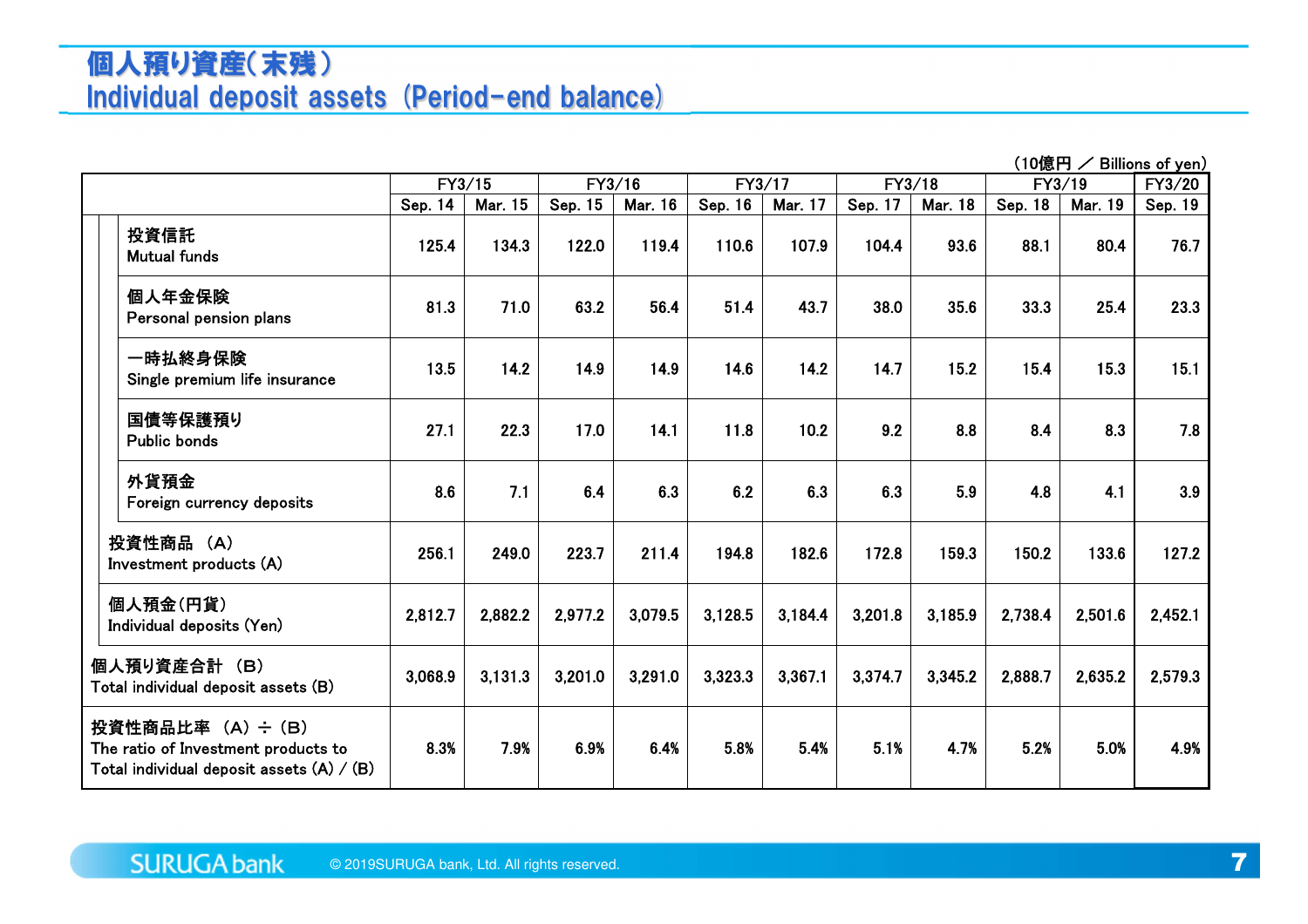# 個人預り資産(末残)
# Individual deposit assets (Period-end balance)

(10億円 ／ Billions of yen)

| | FY3/15 | | FY3/16 | | FY3/17 | | FY3/18 | | FY3/19 | | FY3/20 |
|---|---|---|---|---|---|---|---|---|---|---|---|
| | Sep. 14 | Mar. 15 | Sep. 15 | Mar. 16 | Sep. 16 | Mar. 17 | Sep. 17 | Mar. 18 | Sep. 18 | Mar. 19 | Sep. 19 |
| 投資信託<br>Mutual funds | 125.4 | 134.3 | 122.0 | 119.4 | 110.6 | 107.9 | 104.4 | 93.6 | 88.1 | 80.4 | 76.7 |
| 個人年金保険<br>Personal pension plans | 81.3 | 71.0 | 63.2 | 56.4 | 51.4 | 43.7 | 38.0 | 35.6 | 33.3 | 25.4 | 23.3 |
| 一時払終身保険<br>Single premium life insurance | 13.5 | 14.2 | 14.9 | 14.9 | 14.6 | 14.2 | 14.7 | 15.2 | 15.4 | 15.3 | 15.1 |
| 国債等保護預り<br>Public bonds | 27.1 | 22.3 | 17.0 | 14.1 | 11.8 | 10.2 | 9.2 | 8.8 | 8.4 | 8.3 | 7.8 |
| 外貨預金<br>Foreign currency deposits | 8.6 | 7.1 | 6.4 | 6.3 | 6.2 | 6.3 | 6.3 | 5.9 | 4.8 | 4.1 | 3.9 |
| 投資性商品 (A)<br>Investment products (A) | 256.1 | 249.0 | 223.7 | 211.4 | 194.8 | 182.6 | 172.8 | 159.3 | 150.2 | 133.6 | 127.2 |
| 個人預金(円貨)<br>Individual deposits (Yen) | 2,812.7 | 2,882.2 | 2,977.2 | 3,079.5 | 3,128.5 | 3,184.4 | 3,201.8 | 3,185.9 | 2,738.4 | 2,501.6 | 2,452.1 |
| 個人預り資産合計 (B)<br>Total individual deposit assets (B) | 3,068.9 | 3,131.3 | 3,201.0 | 3,291.0 | 3,323.3 | 3,367.1 | 3,374.7 | 3,345.2 | 2,888.7 | 2,635.2 | 2,579.3 |
| 投資性商品比率 (A) ÷ (B)<br>The ratio of Investment products to Total individual deposit assets (A) / (B) | 8.3% | 7.9% | 6.9% | 6.4% | 5.8% | 5.4% | 5.1% | 4.7% | 5.2% | 5.0% | 4.9% |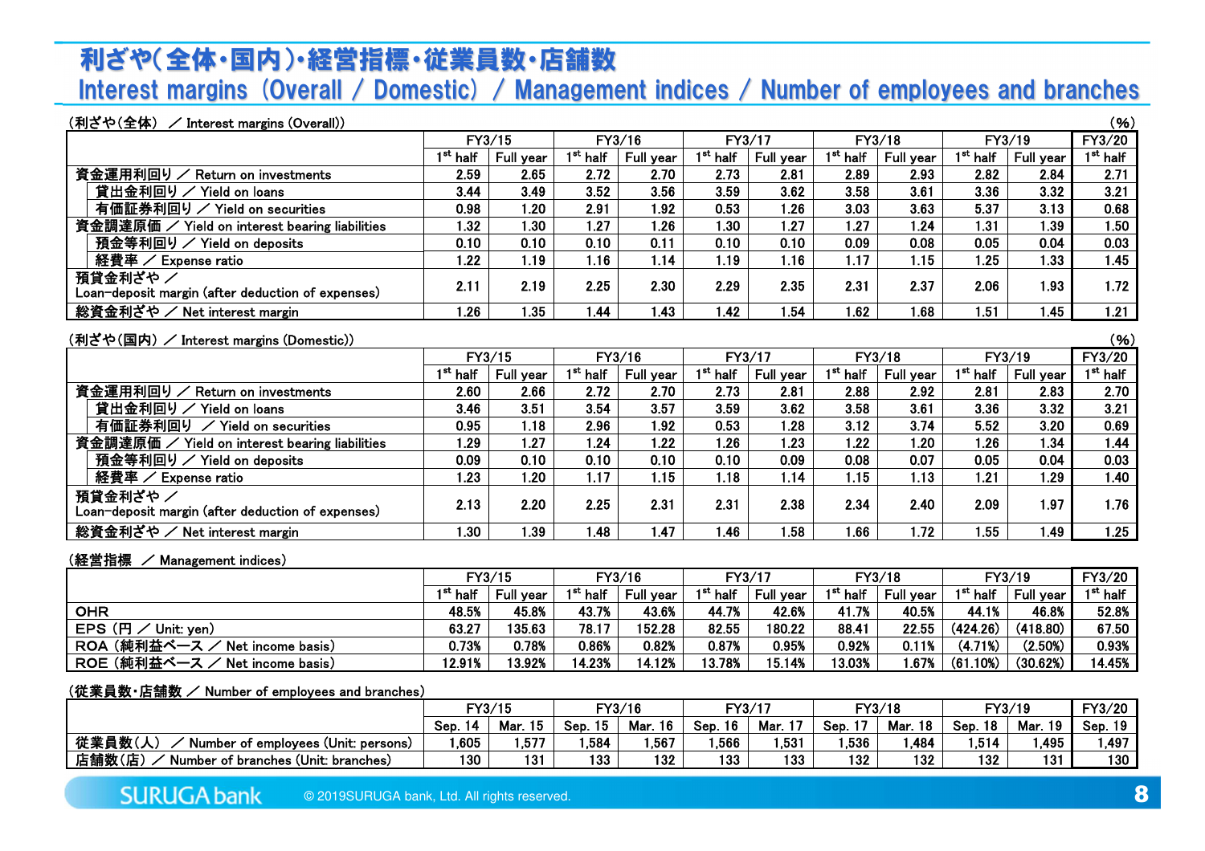# 利ざや(全体・国内)・経営指標・従業員数・店舗数
# Interest margins (Overall / Domestic) / Management indices / Number of employees and branches

(利ざや(全体) ／ Interest margins (Overall)) (%)

| | FY3/15 | | FY3/16 | | FY3/17 | | FY3/18 | | FY3/19 | | FY3/20 |
|---|---|---|---|---|---|---|---|---|---|---|---|
| | 1st half | Full year | 1st half | Full year | 1st half | Full year | 1st half | Full year | 1st half | Full year | 1st half |
| 資金運用利回り ／ Return on investments | 2.59 | 2.65 | 2.72 | 2.70 | 2.73 | 2.81 | 2.89 | 2.93 | 2.82 | 2.84 | 2.71 |
| 貸出金利回り ／ Yield on loans | 3.44 | 3.49 | 3.52 | 3.56 | 3.59 | 3.62 | 3.58 | 3.61 | 3.36 | 3.32 | 3.21 |
| 有価証券利回り ／ Yield on securities | 0.98 | 1.20 | 2.91 | 1.92 | 0.53 | 1.26 | 3.03 | 3.63 | 5.37 | 3.13 | 0.68 |
| 資金調達原価 ／ Yield on interest bearing liabilities | 1.32 | 1.30 | 1.27 | 1.26 | 1.30 | 1.27 | 1.27 | 1.24 | 1.31 | 1.39 | 1.50 |
| 預金等利回り ／ Yield on deposits | 0.10 | 0.10 | 0.10 | 0.11 | 0.10 | 0.10 | 0.09 | 0.08 | 0.05 | 0.04 | 0.03 |
| 経費率 ／ Expense ratio | 1.22 | 1.19 | 1.16 | 1.14 | 1.19 | 1.16 | 1.17 | 1.15 | 1.25 | 1.33 | 1.45 |
| 預貸金利ざや ／ Loan-deposit margin (after deduction of expenses) | 2.11 | 2.19 | 2.25 | 2.30 | 2.29 | 2.35 | 2.31 | 2.37 | 2.06 | 1.93 | 1.72 |
| 総資金利ざや ／ Net interest margin | 1.26 | 1.35 | 1.44 | 1.43 | 1.42 | 1.54 | 1.62 | 1.68 | 1.51 | 1.45 | 1.21 |

(利ざや(国内) ／ Interest margins (Domestic)) (%)

| | FY3/15 | | FY3/16 | | FY3/17 | | FY3/18 | | FY3/19 | | FY3/20 |
|---|---|---|---|---|---|---|---|---|---|---|---|
| | 1st half | Full year | 1st half | Full year | 1st half | Full year | 1st half | Full year | 1st half | Full year | 1st half |
| 資金運用利回り ／ Return on investments | 2.60 | 2.66 | 2.72 | 2.70 | 2.73 | 2.81 | 2.88 | 2.92 | 2.81 | 2.83 | 2.70 |
| 貸出金利回り ／ Yield on loans | 3.46 | 3.51 | 3.54 | 3.57 | 3.59 | 3.62 | 3.58 | 3.61 | 3.36 | 3.32 | 3.21 |
| 有価証券利回り ／ Yield on securities | 0.95 | 1.18 | 2.96 | 1.92 | 0.53 | 1.28 | 3.12 | 3.74 | 5.52 | 3.20 | 0.69 |
| 資金調達原価 ／ Yield on interest bearing liabilities | 1.29 | 1.27 | 1.24 | 1.22 | 1.26 | 1.23 | 1.22 | 1.20 | 1.26 | 1.34 | 1.44 |
| 預金等利回り ／ Yield on deposits | 0.09 | 0.10 | 0.10 | 0.10 | 0.10 | 0.09 | 0.08 | 0.07 | 0.05 | 0.04 | 0.03 |
| 経費率 ／ Expense ratio | 1.23 | 1.20 | 1.17 | 1.15 | 1.18 | 1.14 | 1.15 | 1.13 | 1.21 | 1.29 | 1.40 |
| 預貸金利ざや ／ Loan-deposit margin (after deduction of expenses) | 2.13 | 2.20 | 2.25 | 2.31 | 2.31 | 2.38 | 2.34 | 2.40 | 2.09 | 1.97 | 1.76 |
| 総資金利ざや ／ Net interest margin | 1.30 | 1.39 | 1.48 | 1.47 | 1.46 | 1.58 | 1.66 | 1.72 | 1.55 | 1.49 | 1.25 |

(経営指標 ／ Management indices)

| | FY3/15 | | FY3/16 | | FY3/17 | | FY3/18 | | FY3/19 | | FY3/20 |
|---|---|---|---|---|---|---|---|---|---|---|---|
| | 1st half | Full year | 1st half | Full year | 1st half | Full year | 1st half | Full year | 1st half | Full year | 1st half |
| OHR | 48.5% | 45.8% | 43.7% | 43.6% | 44.7% | 42.6% | 41.7% | 40.5% | 44.1% | 46.8% | 52.8% |
| EPS (円 ／ Unit: yen) | 63.27 | 135.63 | 78.17 | 152.28 | 82.55 | 180.22 | 88.41 | 22.55 | (424.26) | (418.80) | 67.50 |
| ROA (純利益ベース ／ Net income basis) | 0.73% | 0.78% | 0.86% | 0.82% | 0.87% | 0.95% | 0.92% | 0.11% | (4.71%) | (2.50%) | 0.93% |
| ROE (純利益ベース ／ Net income basis) | 12.91% | 13.92% | 14.23% | 14.12% | 13.78% | 15.14% | 13.03% | 1.67% | (61.10%) | (30.62%) | 14.45% |

(従業員数・店舗数 ／ Number of employees and branches)

| | FY3/15 | | FY3/16 | | FY3/17 | | FY3/18 | | FY3/19 | | FY3/20 |
|---|---|---|---|---|---|---|---|---|---|---|---|
| | Sep. 14 | Mar. 15 | Sep. 15 | Mar. 16 | Sep. 16 | Mar. 17 | Sep. 17 | Mar. 18 | Sep. 18 | Mar. 19 | Sep. 19 |
| 従業員数(人) ／ Number of employees (Unit: persons) | 1,605 | 1,577 | 1,584 | 1,567 | 1,566 | 1,531 | 1,536 | 1,484 | 1,514 | 1,495 | 1,497 |
| 店舗数(店) ／ Number of branches (Unit: branches) | 130 | 131 | 133 | 132 | 133 | 133 | 132 | 132 | 132 | 131 | 130 |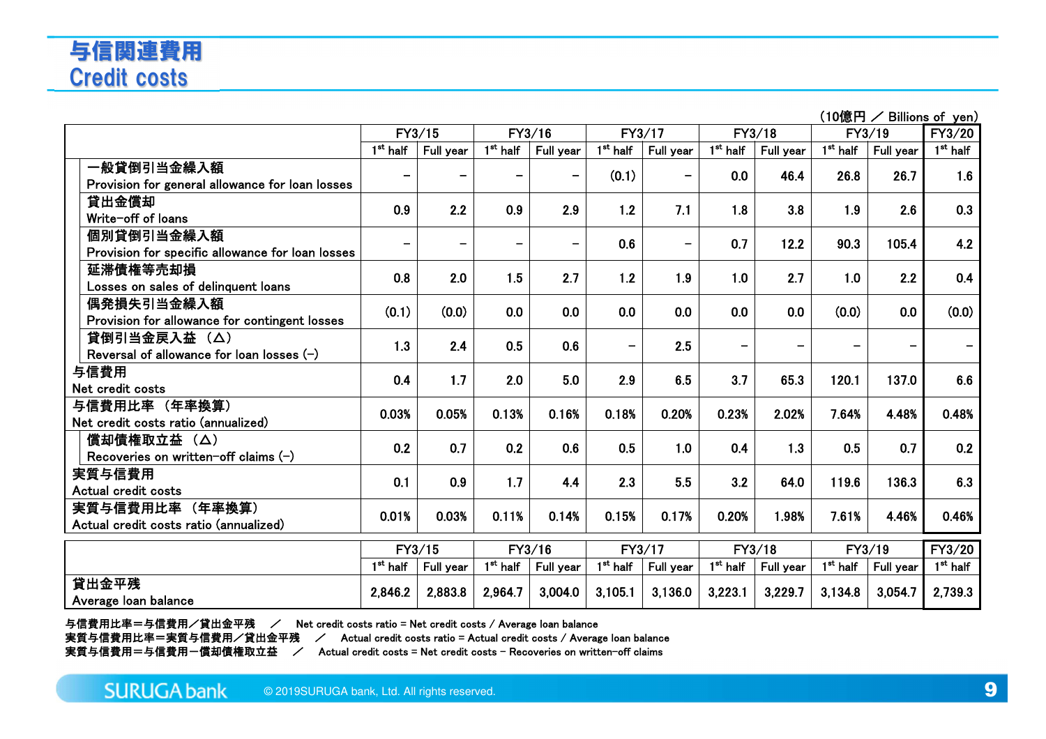# 与信関連費用
# Credit costs

(10億円 ／ Billions of yen)

| | FY3/15 | | FY3/16 | | FY3/17 | | FY3/18 | | FY3/19 | | FY3/20 |
|---|---|---|---|---|---|---|---|---|---|---|---|
| | 1st half | Full year | 1st half | Full year | 1st half | Full year | 1st half | Full year | 1st half | Full year | 1st half |
| 一般貸倒引当金繰入額 Provision for general allowance for loan losses | – | – | – | – | (0.1) | – | 0.0 | 46.4 | 26.8 | 26.7 | 1.6 |
| 貸出金償却 Write-off of loans | 0.9 | 2.2 | 0.9 | 2.9 | 1.2 | 7.1 | 1.8 | 3.8 | 1.9 | 2.6 | 0.3 |
| 個別貸倒引当金繰入額 Provision for specific allowance for loan losses | – | – | – | – | 0.6 | – | 0.7 | 12.2 | 90.3 | 105.4 | 4.2 |
| 延滞債権等売却損 Losses on sales of delinquent loans | 0.8 | 2.0 | 1.5 | 2.7 | 1.2 | 1.9 | 1.0 | 2.7 | 1.0 | 2.2 | 0.4 |
| 偶発損失引当金繰入額 Provision for allowance for contingent losses | (0.1) | (0.0) | 0.0 | 0.0 | 0.0 | 0.0 | 0.0 | 0.0 | (0.0) | 0.0 | (0.0) |
| 貸倒引当金戻入益 （△） Reversal of allowance for loan losses (–) | 1.3 | 2.4 | 0.5 | 0.6 | – | 2.5 | – | – | – | – | – |
| 与信費用 Net credit costs | 0.4 | 1.7 | 2.0 | 5.0 | 2.9 | 6.5 | 3.7 | 65.3 | 120.1 | 137.0 | 6.6 |
| 与信費用比率 （年率換算） Net credit costs ratio (annualized) | 0.03% | 0.05% | 0.13% | 0.16% | 0.18% | 0.20% | 0.23% | 2.02% | 7.64% | 4.48% | 0.48% |
| 償却債権取立益 （△） Recoveries on written-off claims (–) | 0.2 | 0.7 | 0.2 | 0.6 | 0.5 | 1.0 | 0.4 | 1.3 | 0.5 | 0.7 | 0.2 |
| 実質与信費用 Actual credit costs | 0.1 | 0.9 | 1.7 | 4.4 | 2.3 | 5.5 | 3.2 | 64.0 | 119.6 | 136.3 | 6.3 |
| 実質与信費用比率 （年率換算） Actual credit costs ratio (annualized) | 0.01% | 0.03% | 0.11% | 0.14% | 0.15% | 0.17% | 0.20% | 1.98% | 7.61% | 4.46% | 0.46% |

| | FY3/15 | | FY3/16 | | FY3/17 | | FY3/18 | | FY3/19 | | FY3/20 |
|---|---|---|---|---|---|---|---|---|---|---|---|
| | 1st half | Full year | 1st half | Full year | 1st half | Full year | 1st half | Full year | 1st half | Full year | 1st half |
| 貸出金平残 Average loan balance | 2,846.2 | 2,883.8 | 2,964.7 | 3,004.0 | 3,105.1 | 3,136.0 | 3,223.1 | 3,229.7 | 3,134.8 | 3,054.7 | 2,739.3 |

与信費用比率＝与信費用／貸出金平残 ／ Net credit costs ratio = Net credit costs / Average loan balance
実質与信費用比率＝実質与信費用／貸出金平残 ／ Actual credit costs ratio = Actual credit costs / Average loan balance
実質与信費用＝与信費用ー償却債権取立益 ／ Actual credit costs = Net credit costs – Recoveries on written-off claims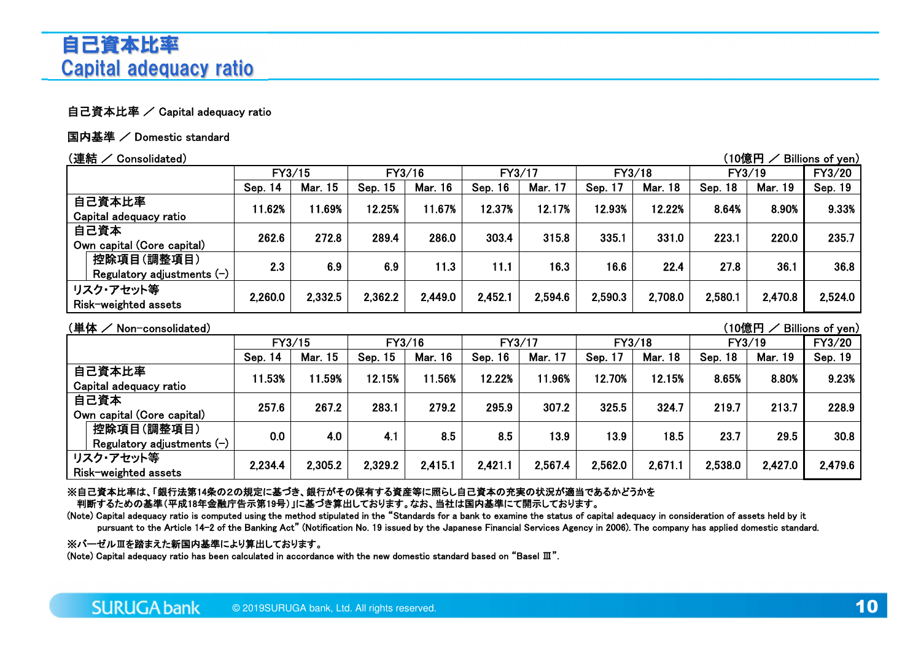# 自己資本比率
# Capital adequacy ratio

自己資本比率 ／ Capital adequacy ratio

国内基準 ／ Domestic standard

（連結 ／ Consolidated）　　（10億円 ／ Billions of yen）

| | FY3/15 | | FY3/16 | | FY3/17 | | FY3/18 | | FY3/19 | | FY3/20 |
|---|---|---|---|---|---|---|---|---|---|---|---|
| | Sep. 14 | Mar. 15 | Sep. 15 | Mar. 16 | Sep. 16 | Mar. 17 | Sep. 17 | Mar. 18 | Sep. 18 | Mar. 19 | Sep. 19 |
| 自己資本比率 Capital adequacy ratio | 11.62% | 11.69% | 12.25% | 11.67% | 12.37% | 12.17% | 12.93% | 12.22% | 8.64% | 8.90% | 9.33% |
| 自己資本 Own capital (Core capital) | 262.6 | 272.8 | 289.4 | 286.0 | 303.4 | 315.8 | 335.1 | 331.0 | 223.1 | 220.0 | 235.7 |
| 控除項目（調整項目） Regulatory adjustments (-) | 2.3 | 6.9 | 6.9 | 11.3 | 11.1 | 16.3 | 16.6 | 22.4 | 27.8 | 36.1 | 36.8 |
| リスク・アセット等 Risk-weighted assets | 2,260.0 | 2,332.5 | 2,362.2 | 2,449.0 | 2,452.1 | 2,594.6 | 2,590.3 | 2,708.0 | 2,580.1 | 2,470.8 | 2,524.0 |

（単体 ／ Non-consolidated）　　（10億円 ／ Billions of yen）

| | FY3/15 | | FY3/16 | | FY3/17 | | FY3/18 | | FY3/19 | | FY3/20 |
|---|---|---|---|---|---|---|---|---|---|---|---|
| | Sep. 14 | Mar. 15 | Sep. 15 | Mar. 16 | Sep. 16 | Mar. 17 | Sep. 17 | Mar. 18 | Sep. 18 | Mar. 19 | Sep. 19 |
| 自己資本比率 Capital adequacy ratio | 11.53% | 11.59% | 12.15% | 11.56% | 12.22% | 11.96% | 12.70% | 12.15% | 8.65% | 8.80% | 9.23% |
| 自己資本 Own capital (Core capital) | 257.6 | 267.2 | 283.1 | 279.2 | 295.9 | 307.2 | 325.5 | 324.7 | 219.7 | 213.7 | 228.9 |
| 控除項目（調整項目） Regulatory adjustments (-) | 0.0 | 4.0 | 4.1 | 8.5 | 8.5 | 13.9 | 13.9 | 18.5 | 23.7 | 29.5 | 30.8 |
| リスク・アセット等 Risk-weighted assets | 2,234.4 | 2,305.2 | 2,329.2 | 2,415.1 | 2,421.1 | 2,567.4 | 2,562.0 | 2,671.1 | 2,538.0 | 2,427.0 | 2,479.6 |

※自己資本比率は、「銀行法第14条の2の規定に基づき、銀行がその保有する資産等に照らし自己資本の充実の状況が適当であるかどうかを判断するための基準（平成18年金融庁告示第19号）」に基づき算出しております。なお、当社は国内基準にて開示しております。

(Note) Capital adequacy ratio is computed using the method stipulated in the "Standards for a bank to examine the status of capital adequacy in consideration of assets held by it pursuant to the Article 14-2 of the Banking Act" (Notification No. 19 issued by the Japanese Financial Services Agency in 2006). The company has applied domestic standard.

※バーゼルⅢを踏まえた新国内基準により算出しております。

(Note) Capital adequacy ratio has been calculated in accordance with the new domestic standard based on "Basel Ⅲ".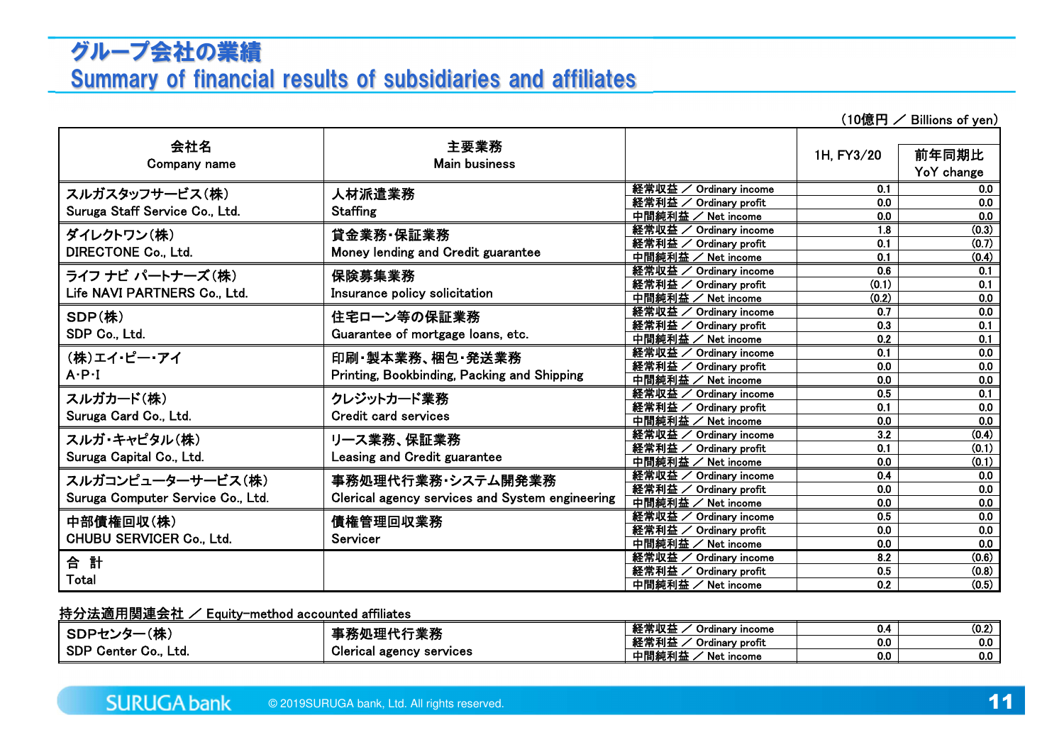# グループ会社の業績
# Summary of financial results of subsidiaries and affiliates

（10億円 ／ Billions of yen）

| 会社名<br>Company name | 主要業務<br>Main business | | 1H, FY3/20 | 前年同期比<br>YoY change |
|---|---|---|---|---|
| スルガスタッフサービス(株)<br>Suruga Staff Service Co., Ltd. | 人材派遣業務<br>Staffing | 経常収益 ／ Ordinary income | 0.1 | 0.0 |
| | | 経常利益 ／ Ordinary profit | 0.0 | 0.0 |
| | | 中間純利益 ／ Net income | 0.0 | 0.0 |
| ダイレクトワン(株)<br>DIRECTONE Co., Ltd. | 貸金業務・保証業務<br>Money lending and Credit guarantee | 経常収益 ／ Ordinary income | 1.8 | (0.3) |
| | | 経常利益 ／ Ordinary profit | 0.1 | (0.7) |
| | | 中間純利益 ／ Net income | 0.1 | (0.4) |
| ライフ ナビ パートナーズ(株)<br>Life NAVI PARTNERS Co., Ltd. | 保険募集業務<br>Insurance policy solicitation | 経常収益 ／ Ordinary income | 0.6 | 0.1 |
| | | 経常利益 ／ Ordinary profit | (0.1) | 0.1 |
| | | 中間純利益 ／ Net income | (0.2) | 0.0 |
| SDP(株)<br>SDP Co., Ltd. | 住宅ローン等の保証業務<br>Guarantee of mortgage loans, etc. | 経常収益 ／ Ordinary income | 0.7 | 0.0 |
| | | 経常利益 ／ Ordinary profit | 0.3 | 0.1 |
| | | 中間純利益 ／ Net income | 0.2 | 0.1 |
| (株)エイ･ピー･アイ<br>A･P･I | 印刷･製本業務、梱包･発送業務<br>Printing, Bookbinding, Packing and Shipping | 経常収益 ／ Ordinary income | 0.1 | 0.0 |
| | | 経常利益 ／ Ordinary profit | 0.0 | 0.0 |
| | | 中間純利益 ／ Net income | 0.0 | 0.0 |
| スルガカード(株)<br>Suruga Card Co., Ltd. | クレジットカード業務<br>Credit card services | 経常収益 ／ Ordinary income | 0.5 | 0.1 |
| | | 経常利益 ／ Ordinary profit | 0.1 | 0.0 |
| | | 中間純利益 ／ Net income | 0.0 | 0.0 |
| スルガ･キャピタル(株)<br>Suruga Capital Co., Ltd. | リース業務、保証業務<br>Leasing and Credit guarantee | 経常収益 ／ Ordinary income | 3.2 | (0.4) |
| | | 経常利益 ／ Ordinary profit | 0.1 | (0.1) |
| | | 中間純利益 ／ Net income | 0.0 | (0.1) |
| スルガコンピューターサービス(株)<br>Suruga Computer Service Co., Ltd. | 事務処理代行業務･システム開発業務<br>Clerical agency services and System engineering | 経常収益 ／ Ordinary income | 0.4 | 0.0 |
| | | 経常利益 ／ Ordinary profit | 0.0 | 0.0 |
| | | 中間純利益 ／ Net income | 0.0 | 0.0 |
| 中部債権回収(株)<br>CHUBU SERVICER Co., Ltd. | 債権管理回収業務<br>Servicer | 経常収益 ／ Ordinary income | 0.5 | 0.0 |
| | | 経常利益 ／ Ordinary profit | 0.0 | 0.0 |
| | | 中間純利益 ／ Net income | 0.0 | 0.0 |
| 合　計<br>Total | | 経常収益 ／ Ordinary income | 8.2 | (0.6) |
| | | 経常利益 ／ Ordinary profit | 0.5 | (0.8) |
| | | 中間純利益 ／ Net income | 0.2 | (0.5) |

持分法適用関連会社 ／ Equity-method accounted affiliates

| 会社名<br>Company name | 主要業務<br>Main business | | 1H, FY3/20 | 前年同期比<br>YoY change |
|---|---|---|---|---|
| SDPセンター(株)<br>SDP Center Co., Ltd. | 事務処理代行業務<br>Clerical agency services | 経常収益 ／ Ordinary income | 0.4 | (0.2) |
| | | 経常利益 ／ Ordinary profit | 0.0 | 0.0 |
| | | 中間純利益 ／ Net income | 0.0 | 0.0 |

© 2019SURUGA bank, Ltd. All rights reserved.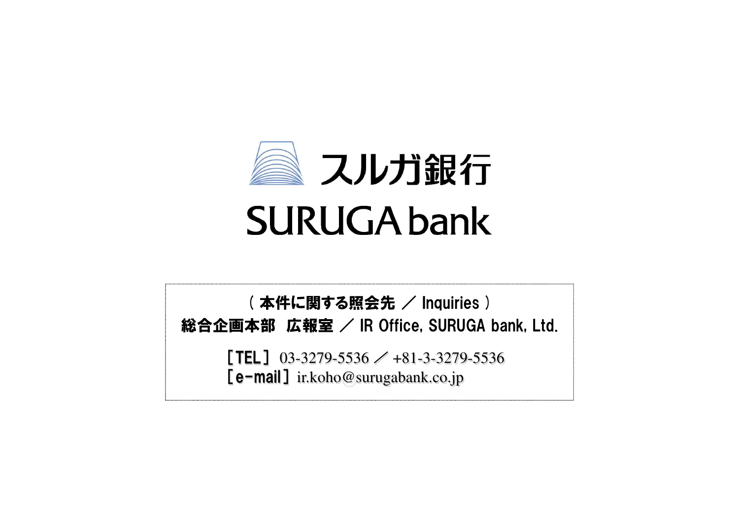スルガ銀行

SURUGA bank

（ 本件に関する照会先 ／ Inquiries ）

総合企画本部　広報室 ／ IR Office, SURUGA bank, Ltd.

［TEL］ 03-3279-5536 ／ +81-3-3279-5536

［e-mail］ ir.koho@surugabank.co.jp